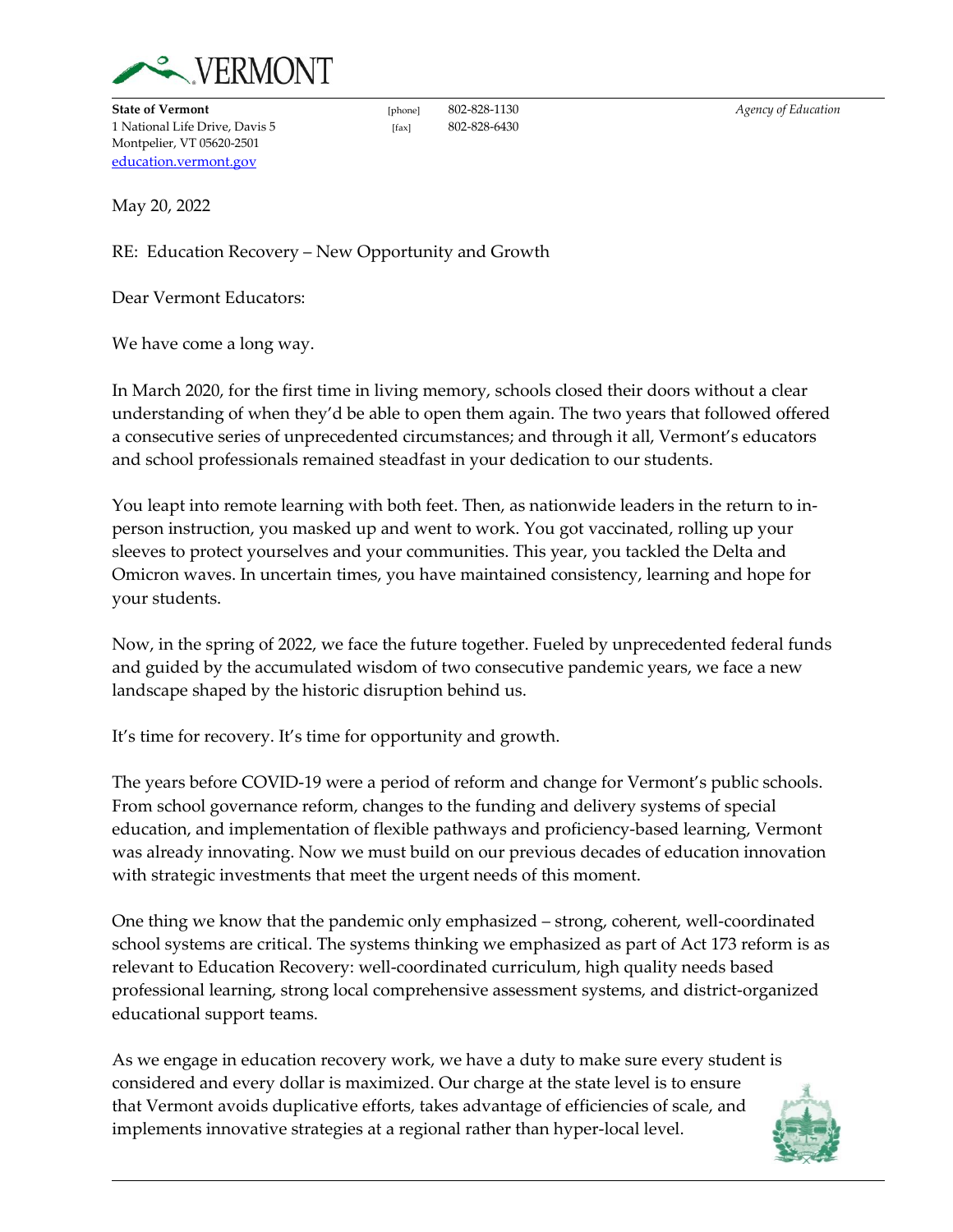**State of Vermont**
1 National Life Drive, Davis 5
Montpelier, VT 05620-2501
education.vermont.gov

[phone] 802-828-1130
[fax] 802-828-6430

*Agency of Education*

May 20, 2022

RE: Education Recovery – New Opportunity and Growth

Dear Vermont Educators:

We have come a long way.

In March 2020, for the first time in living memory, schools closed their doors without a clear understanding of when they'd be able to open them again. The two years that followed offered a consecutive series of unprecedented circumstances; and through it all, Vermont's educators and school professionals remained steadfast in your dedication to our students.

You leapt into remote learning with both feet. Then, as nationwide leaders in the return to in-person instruction, you masked up and went to work. You got vaccinated, rolling up your sleeves to protect yourselves and your communities. This year, you tackled the Delta and Omicron waves. In uncertain times, you have maintained consistency, learning and hope for your students.

Now, in the spring of 2022, we face the future together. Fueled by unprecedented federal funds and guided by the accumulated wisdom of two consecutive pandemic years, we face a new landscape shaped by the historic disruption behind us.

It's time for recovery. It's time for opportunity and growth.

The years before COVID-19 were a period of reform and change for Vermont's public schools. From school governance reform, changes to the funding and delivery systems of special education, and implementation of flexible pathways and proficiency-based learning, Vermont was already innovating. Now we must build on our previous decades of education innovation with strategic investments that meet the urgent needs of this moment.

One thing we know that the pandemic only emphasized – strong, coherent, well-coordinated school systems are critical. The systems thinking we emphasized as part of Act 173 reform is as relevant to Education Recovery: well-coordinated curriculum, high quality needs based professional learning, strong local comprehensive assessment systems, and district-organized educational support teams.

As we engage in education recovery work, we have a duty to make sure every student is considered and every dollar is maximized. Our charge at the state level is to ensure that Vermont avoids duplicative efforts, takes advantage of efficiencies of scale, and implements innovative strategies at a regional rather than hyper-local level.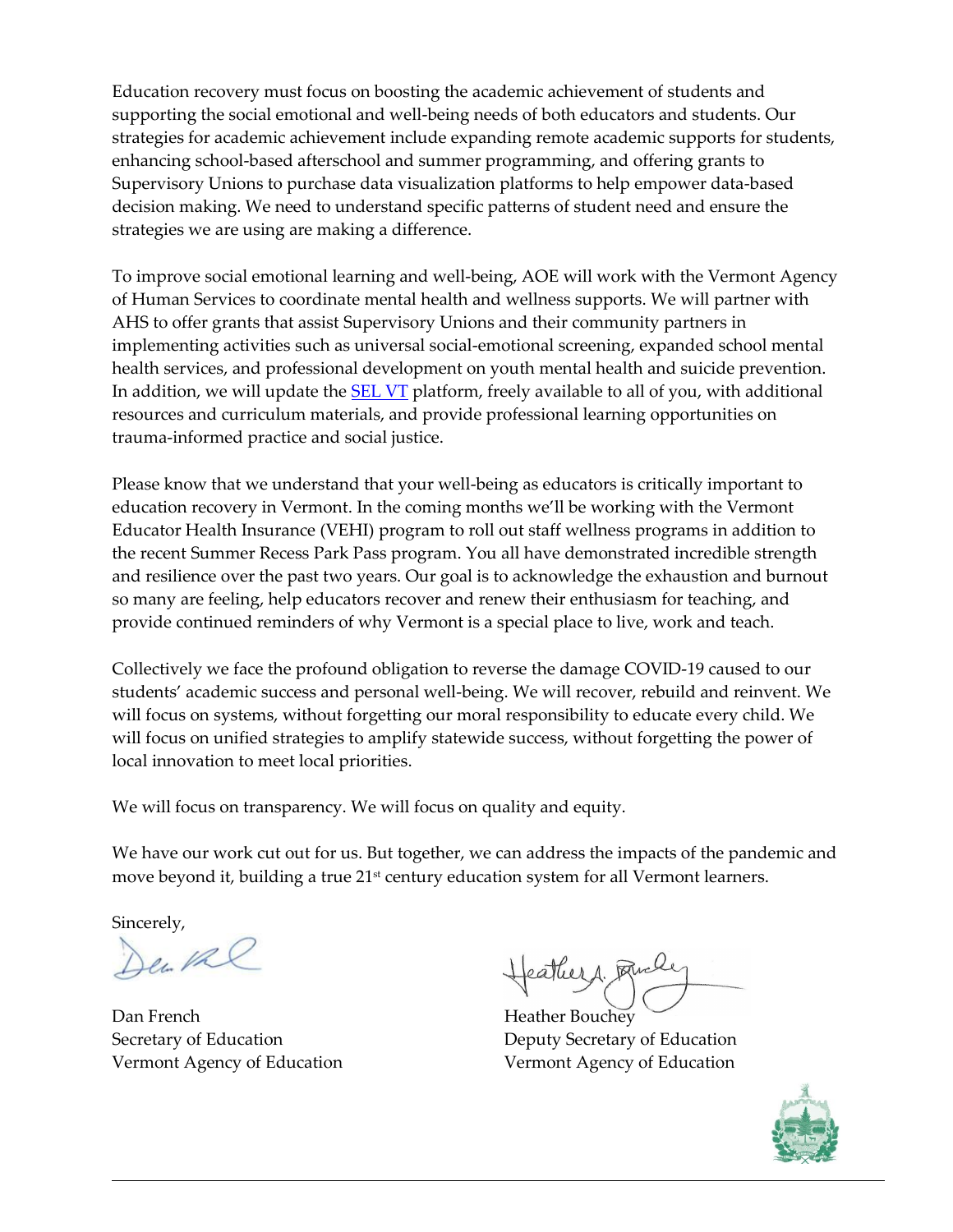Education recovery must focus on boosting the academic achievement of students and supporting the social emotional and well-being needs of both educators and students. Our strategies for academic achievement include expanding remote academic supports for students, enhancing school-based afterschool and summer programming, and offering grants to Supervisory Unions to purchase data visualization platforms to help empower data-based decision making. We need to understand specific patterns of student need and ensure the strategies we are using are making a difference.

To improve social emotional learning and well-being, AOE will work with the Vermont Agency of Human Services to coordinate mental health and wellness supports. We will partner with AHS to offer grants that assist Supervisory Unions and their community partners in implementing activities such as universal social-emotional screening, expanded school mental health services, and professional development on youth mental health and suicide prevention. In addition, we will update the SEL VT platform, freely available to all of you, with additional resources and curriculum materials, and provide professional learning opportunities on trauma-informed practice and social justice.

Please know that we understand that your well-being as educators is critically important to education recovery in Vermont. In the coming months we'll be working with the Vermont Educator Health Insurance (VEHI) program to roll out staff wellness programs in addition to the recent Summer Recess Park Pass program. You all have demonstrated incredible strength and resilience over the past two years. Our goal is to acknowledge the exhaustion and burnout so many are feeling, help educators recover and renew their enthusiasm for teaching, and provide continued reminders of why Vermont is a special place to live, work and teach.

Collectively we face the profound obligation to reverse the damage COVID-19 caused to our students' academic success and personal well-being. We will recover, rebuild and reinvent. We will focus on systems, without forgetting our moral responsibility to educate every child. We will focus on unified strategies to amplify statewide success, without forgetting the power of local innovation to meet local priorities.

We will focus on transparency. We will focus on quality and equity.

We have our work cut out for us. But together, we can address the impacts of the pandemic and move beyond it, building a true 21st century education system for all Vermont learners.

Sincerely,

Dan French
Secretary of Education
Vermont Agency of Education

Heather Bouchey
Deputy Secretary of Education
Vermont Agency of Education